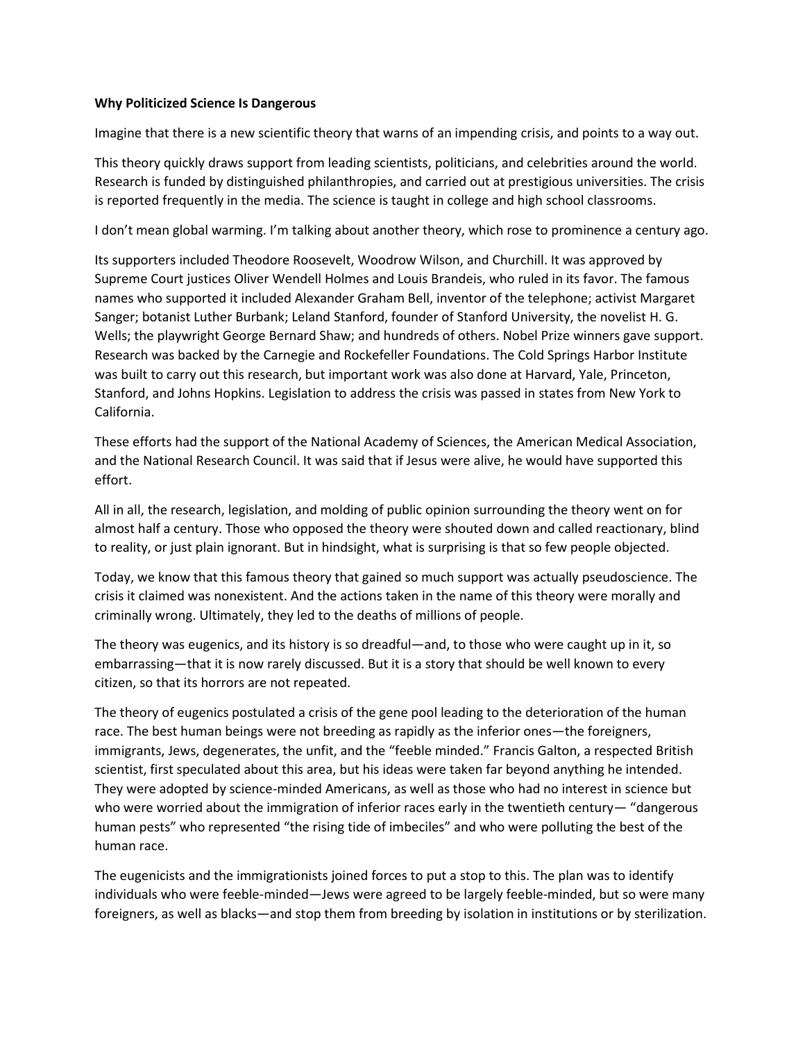**Why Politicized Science Is Dangerous**

Imagine that there is a new scientific theory that warns of an impending crisis, and points to a way out.

This theory quickly draws support from leading scientists, politicians, and celebrities around the world. Research is funded by distinguished philanthropies, and carried out at prestigious universities. The crisis is reported frequently in the media. The science is taught in college and high school classrooms.

I don't mean global warming. I'm talking about another theory, which rose to prominence a century ago.

Its supporters included Theodore Roosevelt, Woodrow Wilson, and Churchill. It was approved by Supreme Court justices Oliver Wendell Holmes and Louis Brandeis, who ruled in its favor. The famous names who supported it included Alexander Graham Bell, inventor of the telephone; activist Margaret Sanger; botanist Luther Burbank; Leland Stanford, founder of Stanford University, the novelist H. G. Wells; the playwright George Bernard Shaw; and hundreds of others. Nobel Prize winners gave support. Research was backed by the Carnegie and Rockefeller Foundations. The Cold Springs Harbor Institute was built to carry out this research, but important work was also done at Harvard, Yale, Princeton, Stanford, and Johns Hopkins. Legislation to address the crisis was passed in states from New York to California.

These efforts had the support of the National Academy of Sciences, the American Medical Association, and the National Research Council. It was said that if Jesus were alive, he would have supported this effort.

All in all, the research, legislation, and molding of public opinion surrounding the theory went on for almost half a century. Those who opposed the theory were shouted down and called reactionary, blind to reality, or just plain ignorant. But in hindsight, what is surprising is that so few people objected.

Today, we know that this famous theory that gained so much support was actually pseudoscience. The crisis it claimed was nonexistent. And the actions taken in the name of this theory were morally and criminally wrong. Ultimately, they led to the deaths of millions of people.

The theory was eugenics, and its history is so dreadful—and, to those who were caught up in it, so embarrassing—that it is now rarely discussed. But it is a story that should be well known to every citizen, so that its horrors are not repeated.

The theory of eugenics postulated a crisis of the gene pool leading to the deterioration of the human race. The best human beings were not breeding as rapidly as the inferior ones—the foreigners, immigrants, Jews, degenerates, the unfit, and the "feeble minded." Francis Galton, a respected British scientist, first speculated about this area, but his ideas were taken far beyond anything he intended. They were adopted by science-minded Americans, as well as those who had no interest in science but who were worried about the immigration of inferior races early in the twentieth century— "dangerous human pests" who represented "the rising tide of imbeciles" and who were polluting the best of the human race.

The eugenicists and the immigrationists joined forces to put a stop to this. The plan was to identify individuals who were feeble-minded—Jews were agreed to be largely feeble-minded, but so were many foreigners, as well as blacks—and stop them from breeding by isolation in institutions or by sterilization.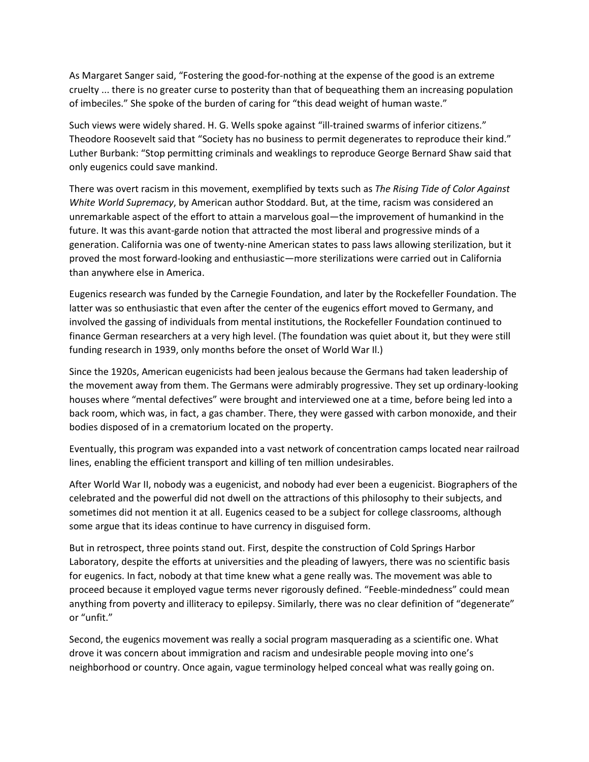As Margaret Sanger said, "Fostering the good-for-nothing at the expense of the good is an extreme cruelty ... there is no greater curse to posterity than that of bequeathing them an increasing population of imbeciles." She spoke of the burden of caring for "this dead weight of human waste."

Such views were widely shared. H. G. Wells spoke against "ill-trained swarms of inferior citizens." Theodore Roosevelt said that "Society has no business to permit degenerates to reproduce their kind." Luther Burbank: "Stop permitting criminals and weaklings to reproduce George Bernard Shaw said that only eugenics could save mankind.

There was overt racism in this movement, exemplified by texts such as *The Rising Tide of Color Against White World Supremacy*, by American author Stoddard. But, at the time, racism was considered an unremarkable aspect of the effort to attain a marvelous goal—the improvement of humankind in the future. It was this avant-garde notion that attracted the most liberal and progressive minds of a generation. California was one of twenty-nine American states to pass laws allowing sterilization, but it proved the most forward-looking and enthusiastic—more sterilizations were carried out in California than anywhere else in America.

Eugenics research was funded by the Carnegie Foundation, and later by the Rockefeller Foundation. The latter was so enthusiastic that even after the center of the eugenics effort moved to Germany, and involved the gassing of individuals from mental institutions, the Rockefeller Foundation continued to finance German researchers at a very high level. (The foundation was quiet about it, but they were still funding research in 1939, only months before the onset of World War II.)

Since the 1920s, American eugenicists had been jealous because the Germans had taken leadership of the movement away from them. The Germans were admirably progressive. They set up ordinary-looking houses where "mental defectives" were brought and interviewed one at a time, before being led into a back room, which was, in fact, a gas chamber. There, they were gassed with carbon monoxide, and their bodies disposed of in a crematorium located on the property.

Eventually, this program was expanded into a vast network of concentration camps located near railroad lines, enabling the efficient transport and killing of ten million undesirables.

After World War II, nobody was a eugenicist, and nobody had ever been a eugenicist. Biographers of the celebrated and the powerful did not dwell on the attractions of this philosophy to their subjects, and sometimes did not mention it at all. Eugenics ceased to be a subject for college classrooms, although some argue that its ideas continue to have currency in disguised form.

But in retrospect, three points stand out. First, despite the construction of Cold Springs Harbor Laboratory, despite the efforts at universities and the pleading of lawyers, there was no scientific basis for eugenics. In fact, nobody at that time knew what a gene really was. The movement was able to proceed because it employed vague terms never rigorously defined. "Feeble-mindedness" could mean anything from poverty and illiteracy to epilepsy. Similarly, there was no clear definition of "degenerate" or "unfit."

Second, the eugenics movement was really a social program masquerading as a scientific one. What drove it was concern about immigration and racism and undesirable people moving into one's neighborhood or country. Once again, vague terminology helped conceal what was really going on.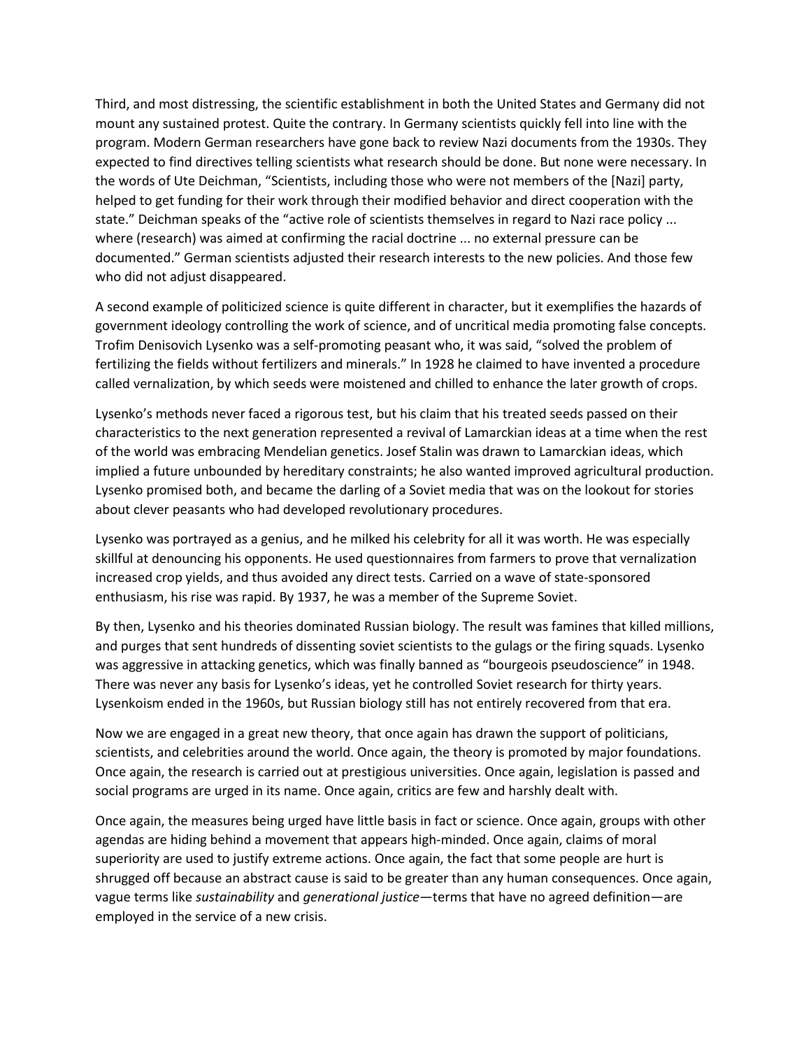Third, and most distressing, the scientific establishment in both the United States and Germany did not mount any sustained protest. Quite the contrary. In Germany scientists quickly fell into line with the program. Modern German researchers have gone back to review Nazi documents from the 1930s. They expected to find directives telling scientists what research should be done. But none were necessary. In the words of Ute Deichman, "Scientists, including those who were not members of the [Nazi] party, helped to get funding for their work through their modified behavior and direct cooperation with the state." Deichman speaks of the "active role of scientists themselves in regard to Nazi race policy ... where (research) was aimed at confirming the racial doctrine ... no external pressure can be documented." German scientists adjusted their research interests to the new policies. And those few who did not adjust disappeared.

A second example of politicized science is quite different in character, but it exemplifies the hazards of government ideology controlling the work of science, and of uncritical media promoting false concepts. Trofim Denisovich Lysenko was a self-promoting peasant who, it was said, "solved the problem of fertilizing the fields without fertilizers and minerals." In 1928 he claimed to have invented a procedure called vernalization, by which seeds were moistened and chilled to enhance the later growth of crops.

Lysenko's methods never faced a rigorous test, but his claim that his treated seeds passed on their characteristics to the next generation represented a revival of Lamarckian ideas at a time when the rest of the world was embracing Mendelian genetics. Josef Stalin was drawn to Lamarckian ideas, which implied a future unbounded by hereditary constraints; he also wanted improved agricultural production. Lysenko promised both, and became the darling of a Soviet media that was on the lookout for stories about clever peasants who had developed revolutionary procedures.

Lysenko was portrayed as a genius, and he milked his celebrity for all it was worth. He was especially skillful at denouncing his opponents. He used questionnaires from farmers to prove that vernalization increased crop yields, and thus avoided any direct tests. Carried on a wave of state-sponsored enthusiasm, his rise was rapid. By 1937, he was a member of the Supreme Soviet.

By then, Lysenko and his theories dominated Russian biology. The result was famines that killed millions, and purges that sent hundreds of dissenting soviet scientists to the gulags or the firing squads. Lysenko was aggressive in attacking genetics, which was finally banned as "bourgeois pseudoscience" in 1948. There was never any basis for Lysenko's ideas, yet he controlled Soviet research for thirty years. Lysenkoism ended in the 1960s, but Russian biology still has not entirely recovered from that era.

Now we are engaged in a great new theory, that once again has drawn the support of politicians, scientists, and celebrities around the world. Once again, the theory is promoted by major foundations. Once again, the research is carried out at prestigious universities. Once again, legislation is passed and social programs are urged in its name. Once again, critics are few and harshly dealt with.

Once again, the measures being urged have little basis in fact or science. Once again, groups with other agendas are hiding behind a movement that appears high-minded. Once again, claims of moral superiority are used to justify extreme actions. Once again, the fact that some people are hurt is shrugged off because an abstract cause is said to be greater than any human consequences. Once again, vague terms like *sustainability* and *generational justice*—terms that have no agreed definition—are employed in the service of a new crisis.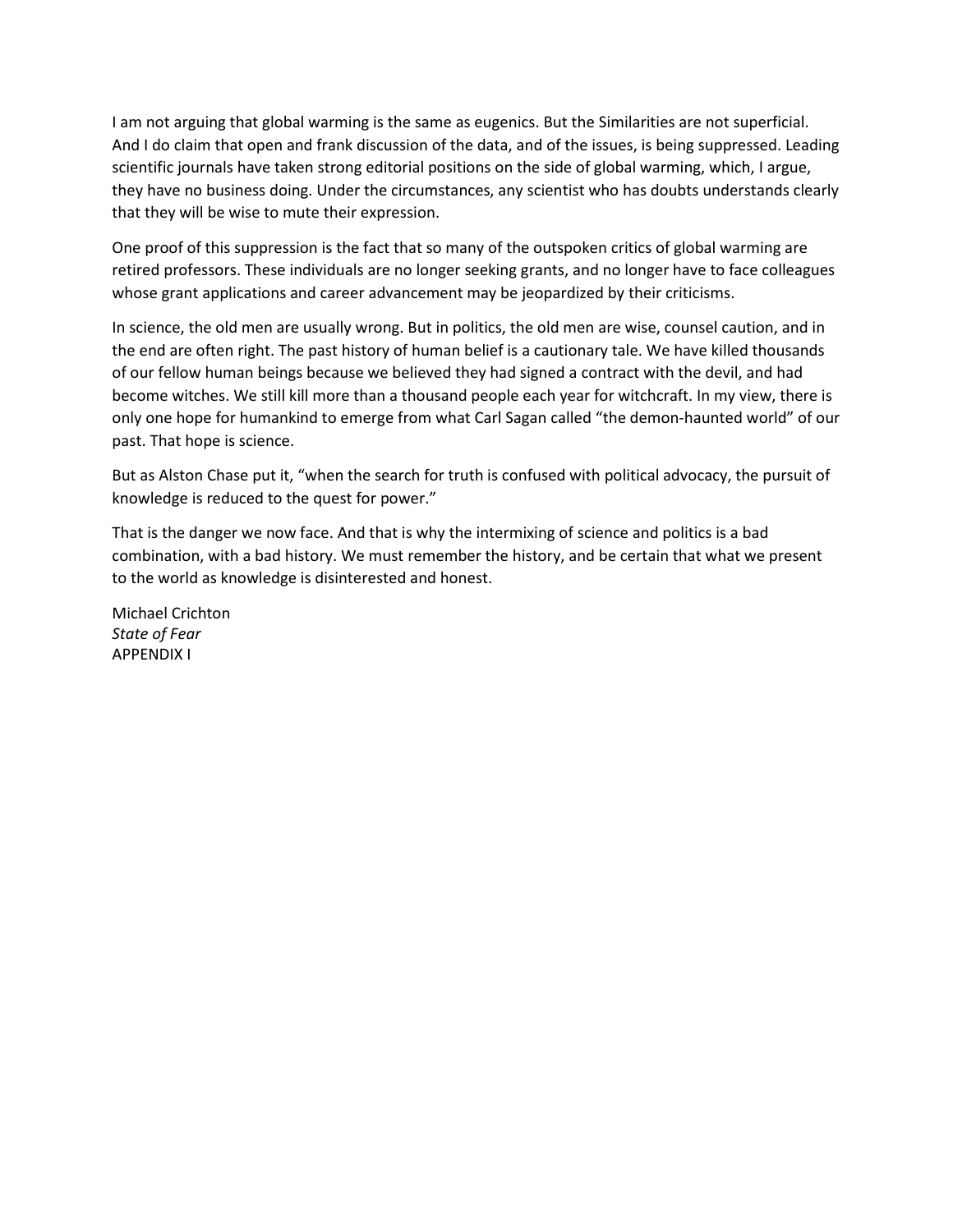I am not arguing that global warming is the same as eugenics. But the Similarities are not superficial. And I do claim that open and frank discussion of the data, and of the issues, is being suppressed. Leading scientific journals have taken strong editorial positions on the side of global warming, which, I argue, they have no business doing. Under the circumstances, any scientist who has doubts understands clearly that they will be wise to mute their expression.

One proof of this suppression is the fact that so many of the outspoken critics of global warming are retired professors. These individuals are no longer seeking grants, and no longer have to face colleagues whose grant applications and career advancement may be jeopardized by their criticisms.

In science, the old men are usually wrong. But in politics, the old men are wise, counsel caution, and in the end are often right. The past history of human belief is a cautionary tale. We have killed thousands of our fellow human beings because we believed they had signed a contract with the devil, and had become witches. We still kill more than a thousand people each year for witchcraft. In my view, there is only one hope for humankind to emerge from what Carl Sagan called "the demon-haunted world" of our past. That hope is science.

But as Alston Chase put it, "when the search for truth is confused with political advocacy, the pursuit of knowledge is reduced to the quest for power."

That is the danger we now face. And that is why the intermixing of science and politics is a bad combination, with a bad history. We must remember the history, and be certain that what we present to the world as knowledge is disinterested and honest.

Michael Crichton
*State of Fear*
APPENDIX I